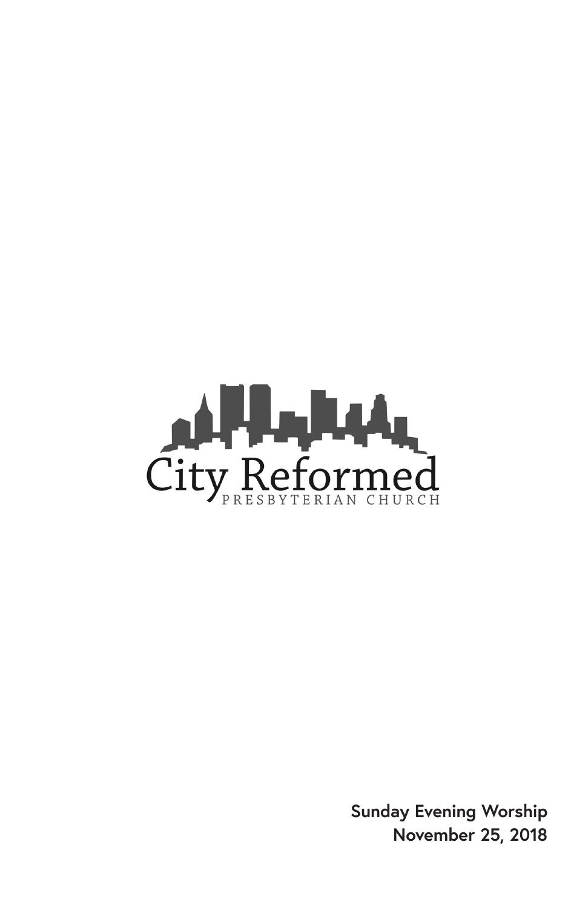City Reformed

PRESBYTERIAN CHURCH

**Sunday Evening Worship**
**November 25, 2018**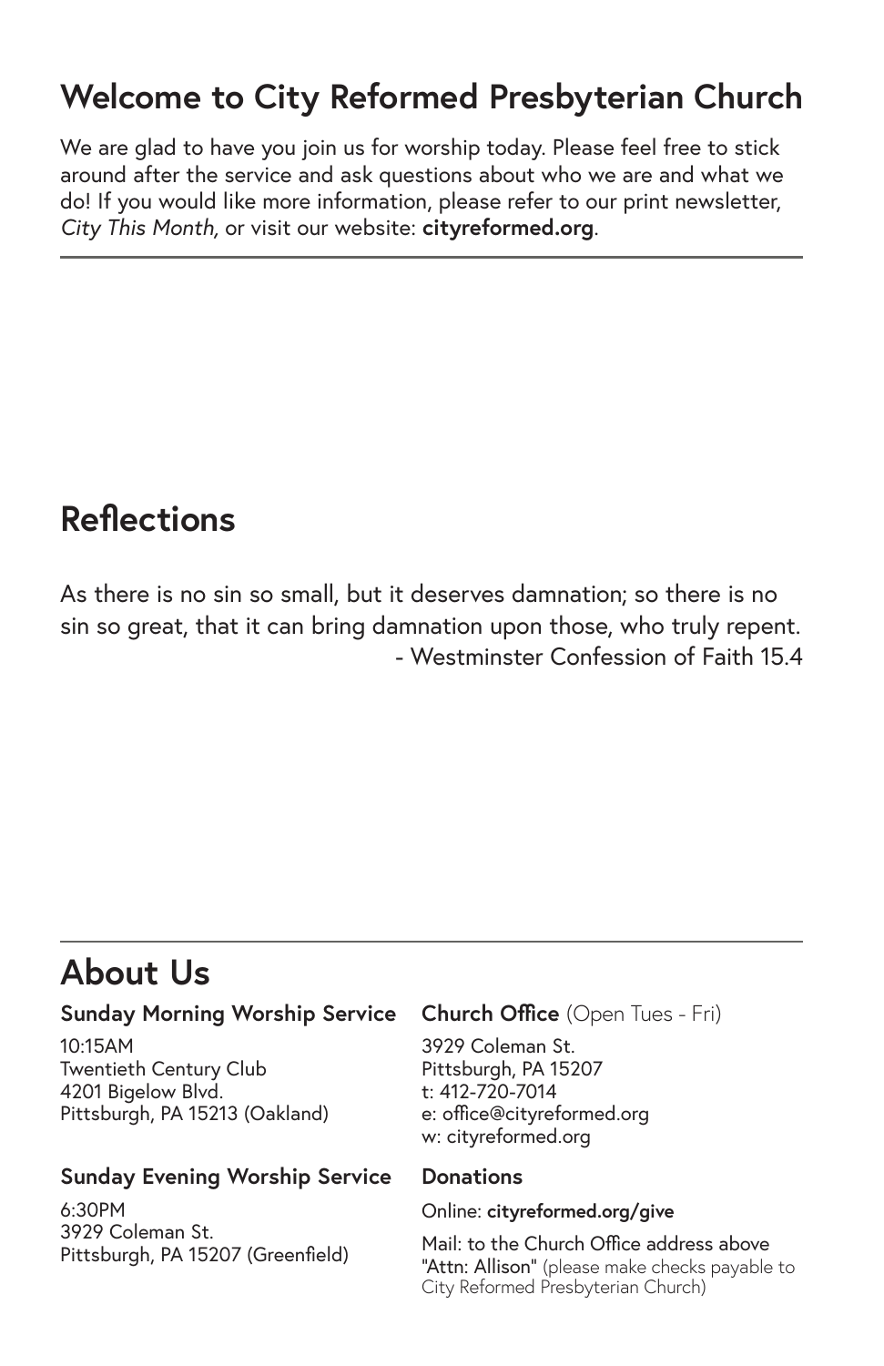# Welcome to City Reformed Presbyterian Church

We are glad to have you join us for worship today. Please feel free to stick around after the service and ask questions about who we are and what we do! If you would like more information, please refer to our print newsletter, *City This Month,* or visit our website: **cityreformed.org**.

---

## Reflections

As there is no sin so small, but it deserves damnation; so there is no sin so great, that it can bring damnation upon those, who truly repent.
- Westminster Confession of Faith 15.4

---

## About Us

**Sunday Morning Worship Service**

10:15AM
Twentieth Century Club
4201 Bigelow Blvd.
Pittsburgh, PA 15213 (Oakland)

**Sunday Evening Worship Service**

6:30PM
3929 Coleman St.
Pittsburgh, PA 15207 (Greenfield)

**Church Office** (Open Tues - Fri)

3929 Coleman St.
Pittsburgh, PA 15207
t: 412-720-7014
e: office@cityreformed.org
w: cityreformed.org

**Donations**

Online: **cityreformed.org/give**

Mail: to the Church Office address above "Attn: Allison" (please make checks payable to City Reformed Presbyterian Church)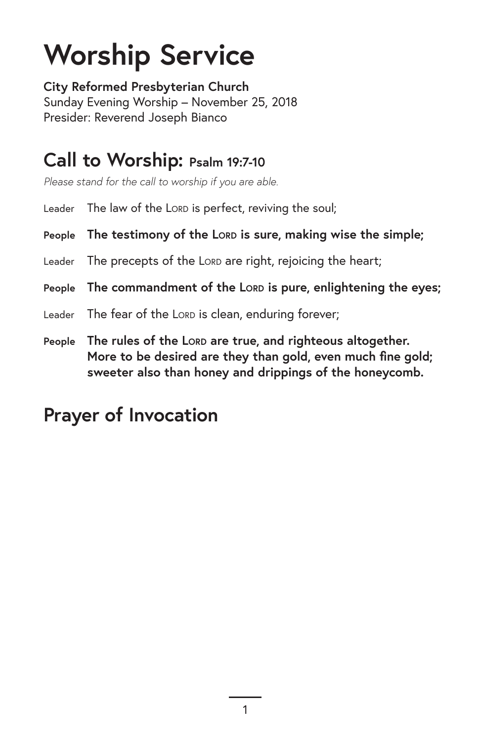# Worship Service

**City Reformed Presbyterian Church**
Sunday Evening Worship – November 25, 2018
Presider: Reverend Joseph Bianco

## Call to Worship: Psalm 19:7-10

*Please stand for the call to worship if you are able.*

Leader The law of the LORD is perfect, reviving the soul;

**People The testimony of the LORD is sure, making wise the simple;**

Leader The precepts of the LORD are right, rejoicing the heart;

**People The commandment of the LORD is pure, enlightening the eyes;**

Leader The fear of the LORD is clean, enduring forever;

**People The rules of the LORD are true, and righteous altogether. More to be desired are they than gold, even much fine gold; sweeter also than honey and drippings of the honeycomb.**

## Prayer of Invocation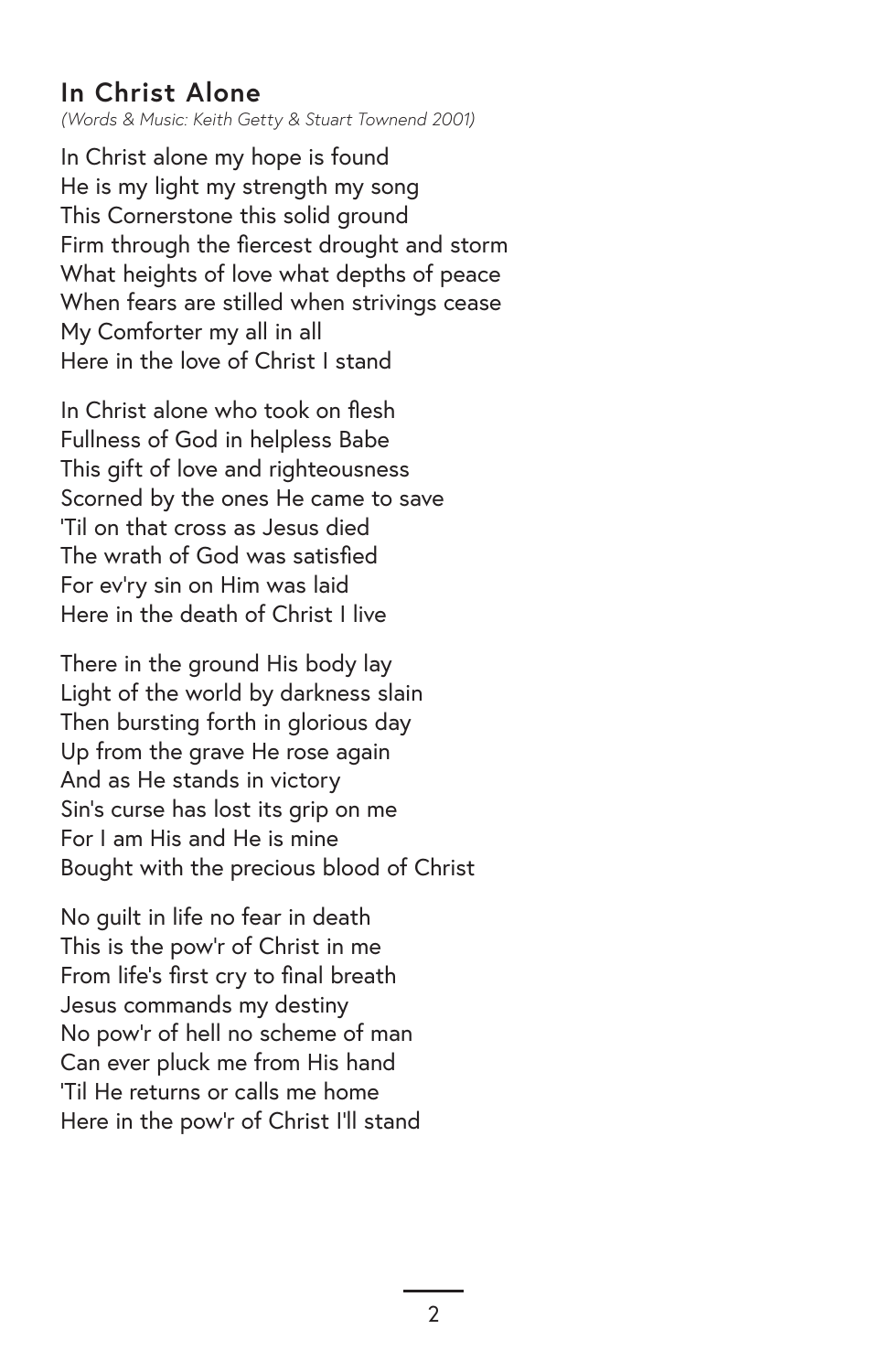## In Christ Alone

*(Words & Music: Keith Getty & Stuart Townend 2001)*

In Christ alone my hope is found
He is my light my strength my song
This Cornerstone this solid ground
Firm through the fiercest drought and storm
What heights of love what depths of peace
When fears are stilled when strivings cease
My Comforter my all in all
Here in the love of Christ I stand

In Christ alone who took on flesh
Fullness of God in helpless Babe
This gift of love and righteousness
Scorned by the ones He came to save
'Til on that cross as Jesus died
The wrath of God was satisfied
For ev'ry sin on Him was laid
Here in the death of Christ I live

There in the ground His body lay
Light of the world by darkness slain
Then bursting forth in glorious day
Up from the grave He rose again
And as He stands in victory
Sin's curse has lost its grip on me
For I am His and He is mine
Bought with the precious blood of Christ

No guilt in life no fear in death
This is the pow'r of Christ in me
From life's first cry to final breath
Jesus commands my destiny
No pow'r of hell no scheme of man
Can ever pluck me from His hand
'Til He returns or calls me home
Here in the pow'r of Christ I'll stand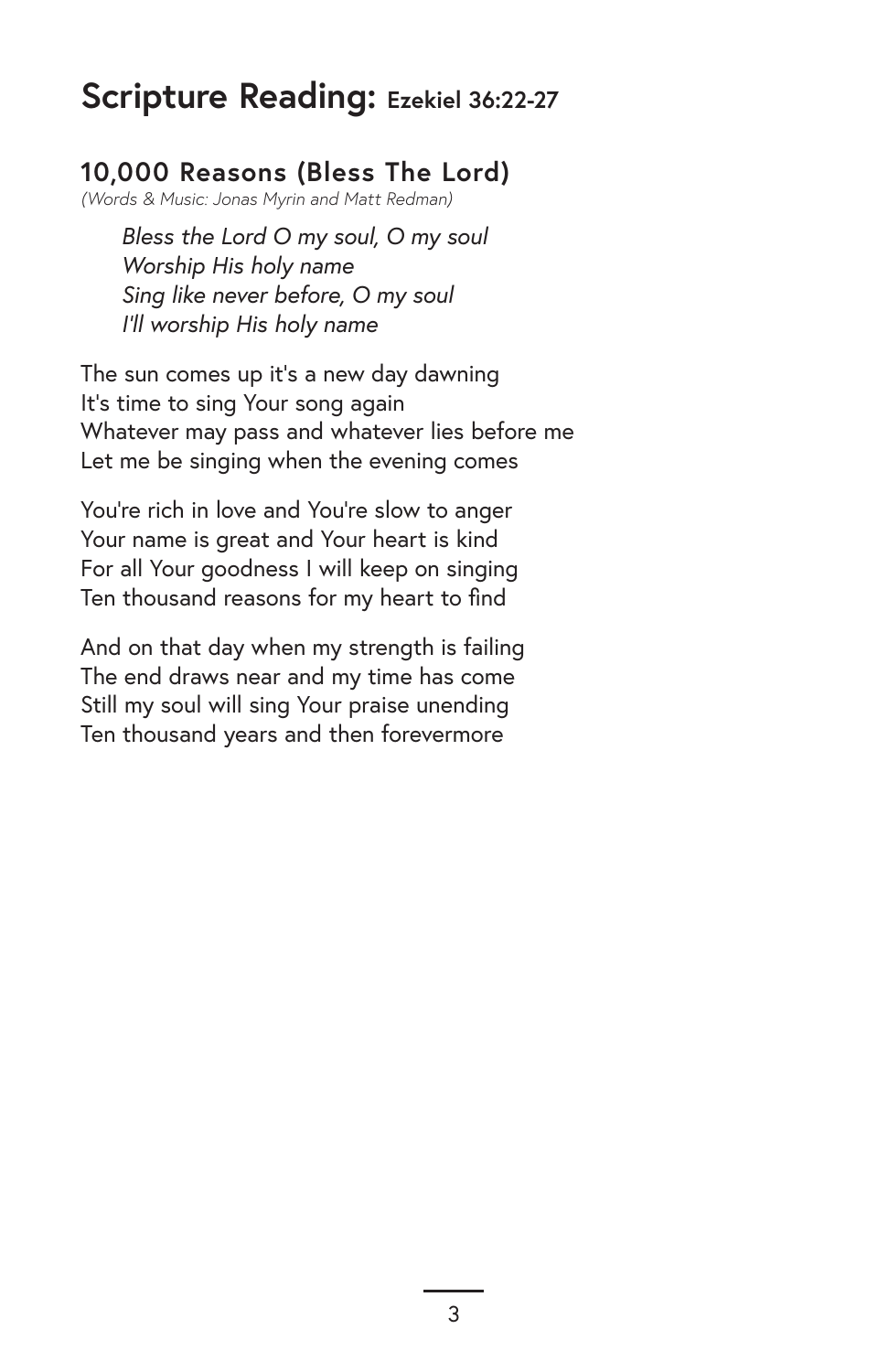# Scripture Reading: Ezekiel 36:22-27

## 10,000 Reasons (Bless The Lord)

*(Words & Music: Jonas Myrin and Matt Redman)*

*Bless the Lord O my soul, O my soul*
*Worship His holy name*
*Sing like never before, O my soul*
*I'll worship His holy name*

The sun comes up it's a new day dawning
It's time to sing Your song again
Whatever may pass and whatever lies before me
Let me be singing when the evening comes

You're rich in love and You're slow to anger
Your name is great and Your heart is kind
For all Your goodness I will keep on singing
Ten thousand reasons for my heart to find

And on that day when my strength is failing
The end draws near and my time has come
Still my soul will sing Your praise unending
Ten thousand years and then forevermore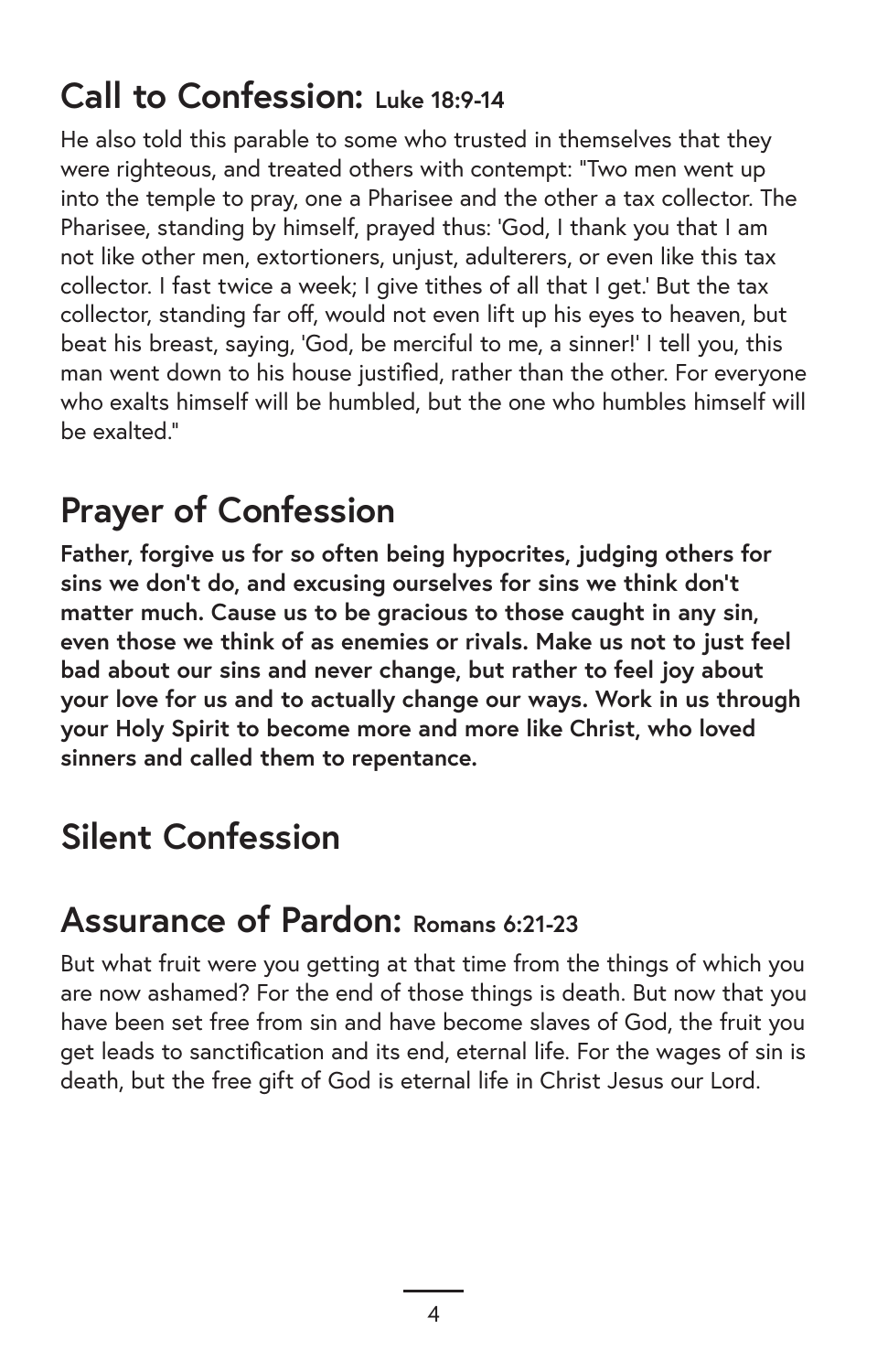## Call to Confession: Luke 18:9-14

He also told this parable to some who trusted in themselves that they were righteous, and treated others with contempt: "Two men went up into the temple to pray, one a Pharisee and the other a tax collector. The Pharisee, standing by himself, prayed thus: 'God, I thank you that I am not like other men, extortioners, unjust, adulterers, or even like this tax collector. I fast twice a week; I give tithes of all that I get.' But the tax collector, standing far off, would not even lift up his eyes to heaven, but beat his breast, saying, 'God, be merciful to me, a sinner!' I tell you, this man went down to his house justified, rather than the other. For everyone who exalts himself will be humbled, but the one who humbles himself will be exalted."

## Prayer of Confession

**Father, forgive us for so often being hypocrites, judging others for sins we don't do, and excusing ourselves for sins we think don't matter much. Cause us to be gracious to those caught in any sin, even those we think of as enemies or rivals. Make us not to just feel bad about our sins and never change, but rather to feel joy about your love for us and to actually change our ways. Work in us through your Holy Spirit to become more and more like Christ, who loved sinners and called them to repentance.**

## Silent Confession

## Assurance of Pardon: Romans 6:21-23

But what fruit were you getting at that time from the things of which you are now ashamed? For the end of those things is death. But now that you have been set free from sin and have become slaves of God, the fruit you get leads to sanctification and its end, eternal life. For the wages of sin is death, but the free gift of God is eternal life in Christ Jesus our Lord.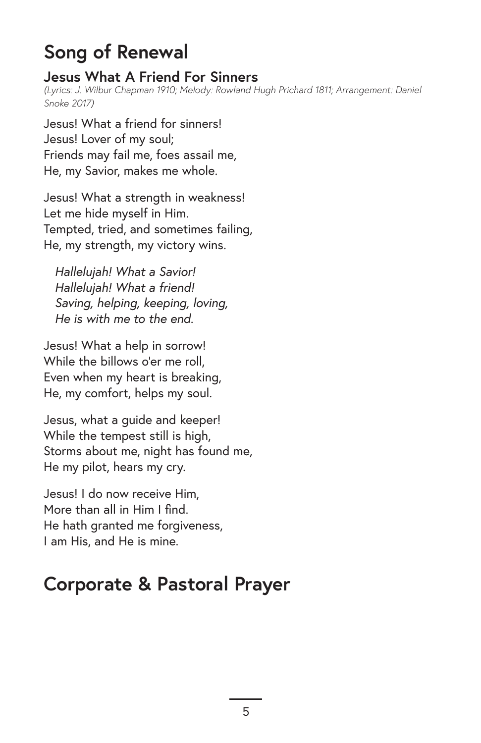# Song of Renewal

### Jesus What A Friend For Sinners

*(Lyrics: J. Wilbur Chapman 1910; Melody: Rowland Hugh Prichard 1811; Arrangement: Daniel Snoke 2017)*

Jesus! What a friend for sinners!
Jesus! Lover of my soul;
Friends may fail me, foes assail me,
He, my Savior, makes me whole.

Jesus! What a strength in weakness!
Let me hide myself in Him.
Tempted, tried, and sometimes failing,
He, my strength, my victory wins.

*Hallelujah! What a Savior!*
*Hallelujah! What a friend!*
*Saving, helping, keeping, loving,*
*He is with me to the end.*

Jesus! What a help in sorrow!
While the billows o'er me roll,
Even when my heart is breaking,
He, my comfort, helps my soul.

Jesus, what a guide and keeper!
While the tempest still is high,
Storms about me, night has found me,
He my pilot, hears my cry.

Jesus! I do now receive Him,
More than all in Him I find.
He hath granted me forgiveness,
I am His, and He is mine.

# Corporate & Pastoral Prayer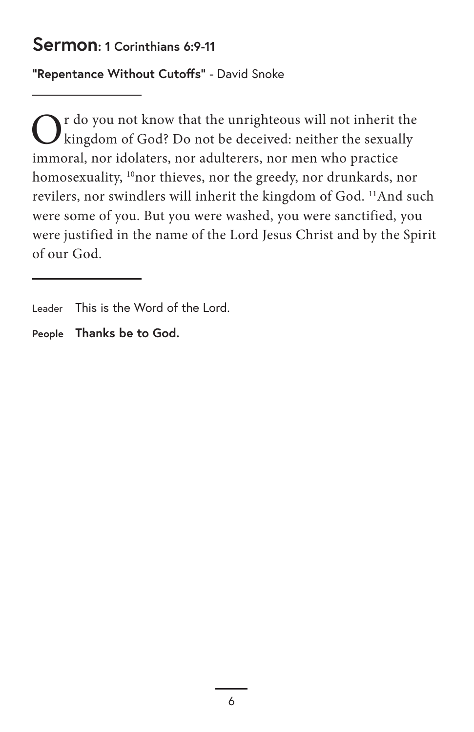## Sermon: 1 Corinthians 6:9-11

**"Repentance Without Cutoffs"** - David Snoke

---

Or do you not know that the unrighteous will not inherit the kingdom of God? Do not be deceived: neither the sexually immoral, nor idolaters, nor adulterers, nor men who practice homosexuality, [10]nor thieves, nor the greedy, nor drunkards, nor revilers, nor swindlers will inherit the kingdom of God. [11]And such were some of you. But you were washed, you were sanctified, you were justified in the name of the Lord Jesus Christ and by the Spirit of our God.

---

Leader This is the Word of the Lord.

**People Thanks be to God.**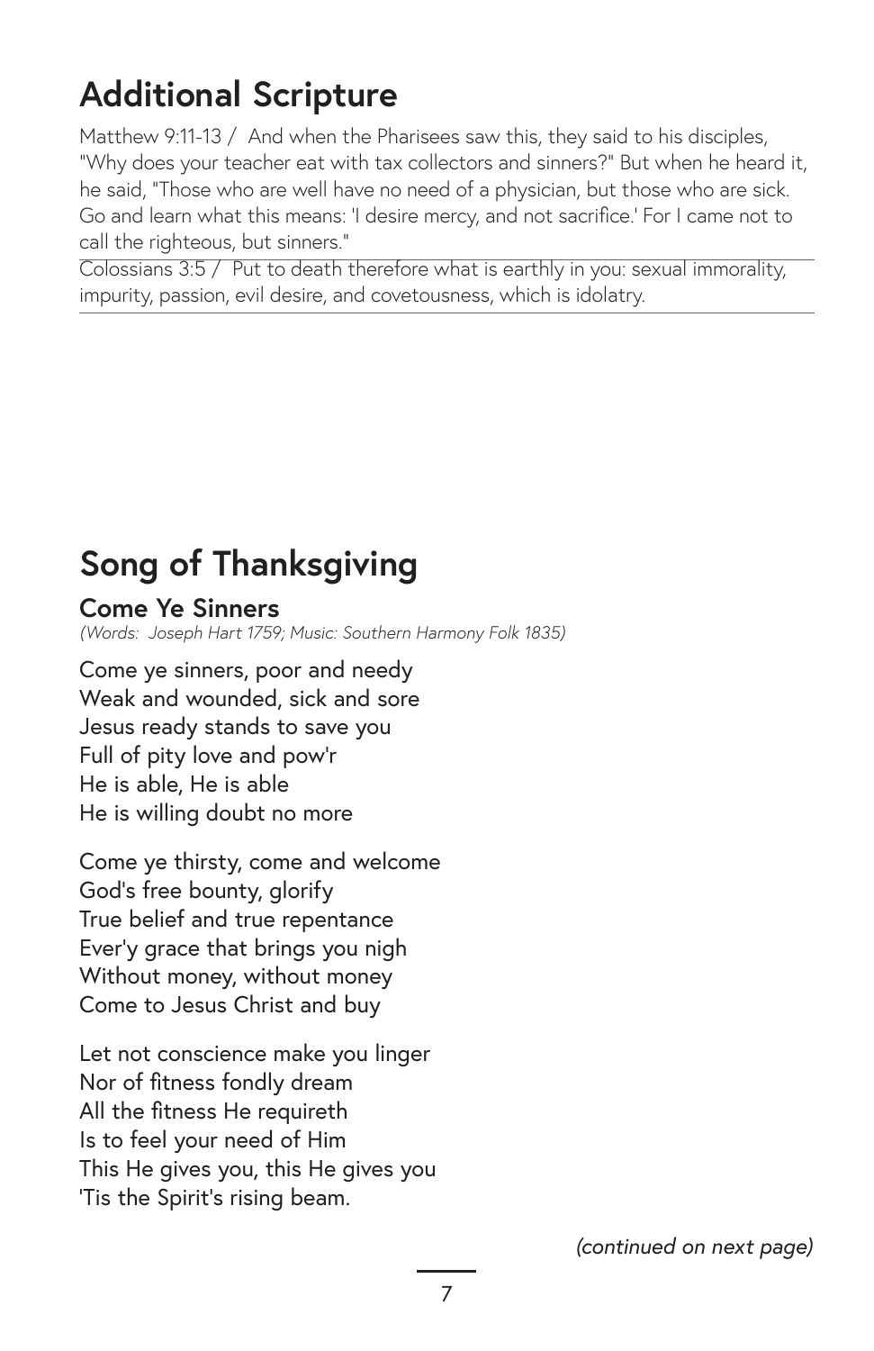## Additional Scripture

Matthew 9:11-13 / And when the Pharisees saw this, they said to his disciples, "Why does your teacher eat with tax collectors and sinners?" But when he heard it, he said, "Those who are well have no need of a physician, but those who are sick. Go and learn what this means: 'I desire mercy, and not sacrifice.' For I came not to call the righteous, but sinners."

Colossians 3:5 / Put to death therefore what is earthly in you: sexual immorality, impurity, passion, evil desire, and covetousness, which is idolatry.

## Song of Thanksgiving

### Come Ye Sinners

*(Words: Joseph Hart 1759; Music: Southern Harmony Folk 1835)*

Come ye sinners, poor and needy  
Weak and wounded, sick and sore  
Jesus ready stands to save you  
Full of pity love and pow'r  
He is able, He is able  
He is willing doubt no more

Come ye thirsty, come and welcome  
God's free bounty, glorify  
True belief and true repentance  
Ever'y grace that brings you nigh  
Without money, without money  
Come to Jesus Christ and buy

Let not conscience make you linger  
Nor of fitness fondly dream  
All the fitness He requireth  
Is to feel your need of Him  
This He gives you, this He gives you  
'Tis the Spirit's rising beam.

*(continued on next page)*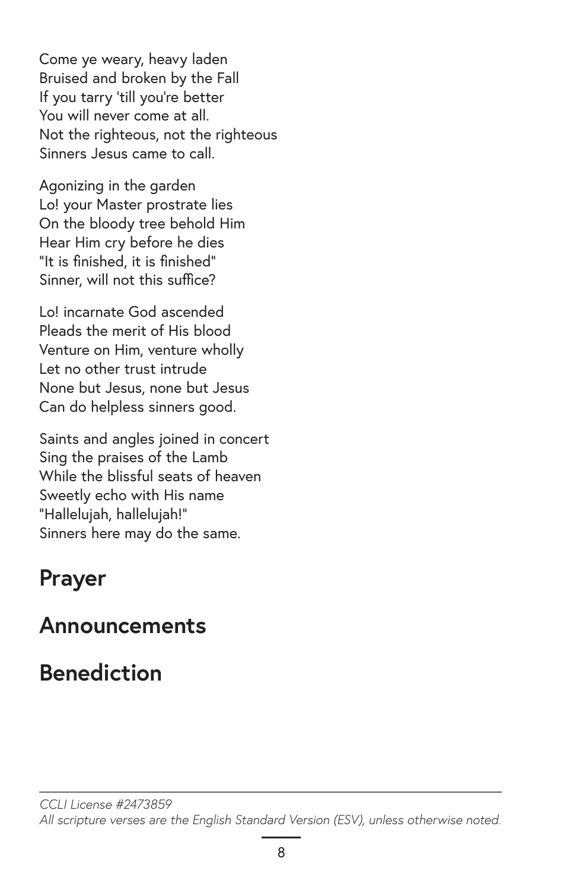Come ye weary, heavy laden
Bruised and broken by the Fall
If you tarry 'till you're better
You will never come at all.
Not the righteous, not the righteous
Sinners Jesus came to call.

Agonizing in the garden
Lo! your Master prostrate lies
On the bloody tree behold Him
Hear Him cry before he dies
"It is finished, it is finished"
Sinner, will not this suffice?

Lo! incarnate God ascended
Pleads the merit of His blood
Venture on Him, venture wholly
Let no other trust intrude
None but Jesus, none but Jesus
Can do helpless sinners good.

Saints and angles joined in concert
Sing the praises of the Lamb
While the blissful seats of heaven
Sweetly echo with His name
"Hallelujah, hallelujah!"
Sinners here may do the same.

## Prayer

## Announcements

## Benediction

---

*CCLI License #2473859*
*All scripture verses are the English Standard Version (ESV), unless otherwise noted.*